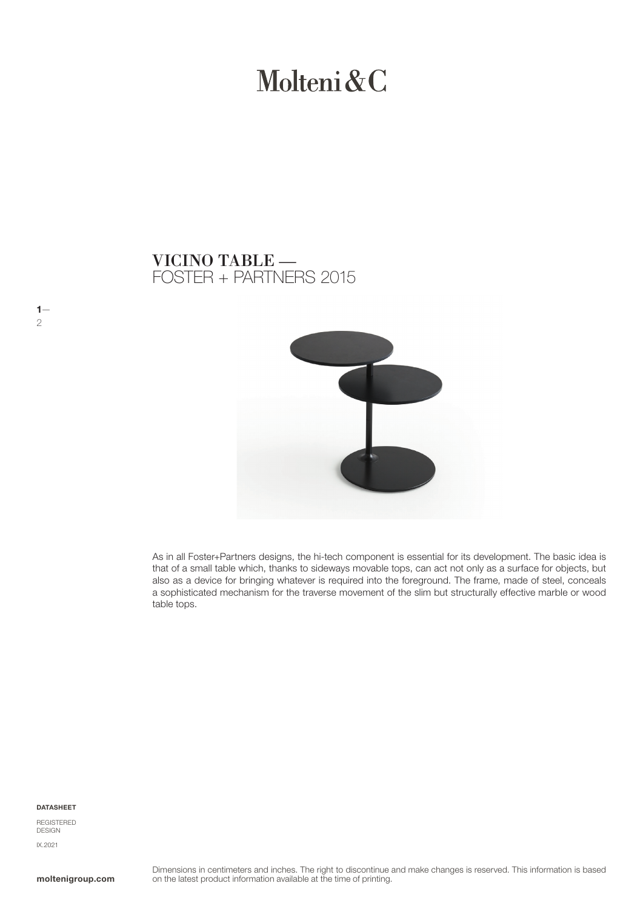# Molteni&C

## VICINO TABLE —
FOSTER + PARTNERS 2015

As in all Foster+Partners designs, the hi-tech component is essential for its development. The basic idea is that of a small table which, thanks to sideways movable tops, can act not only as a surface for objects, but also as a device for bringing whatever is required into the foreground. The frame, made of steel, conceals a sophisticated mechanism for the traverse movement of the slim but structurally effective marble or wood table tops.

**DATASHEET**

REGISTERED DESIGN

IX.2021

**moltenigroup.com**

Dimensions in centimeters and inches. The right to discontinue and make changes is reserved. This information is based on the latest product information available at the time of printing.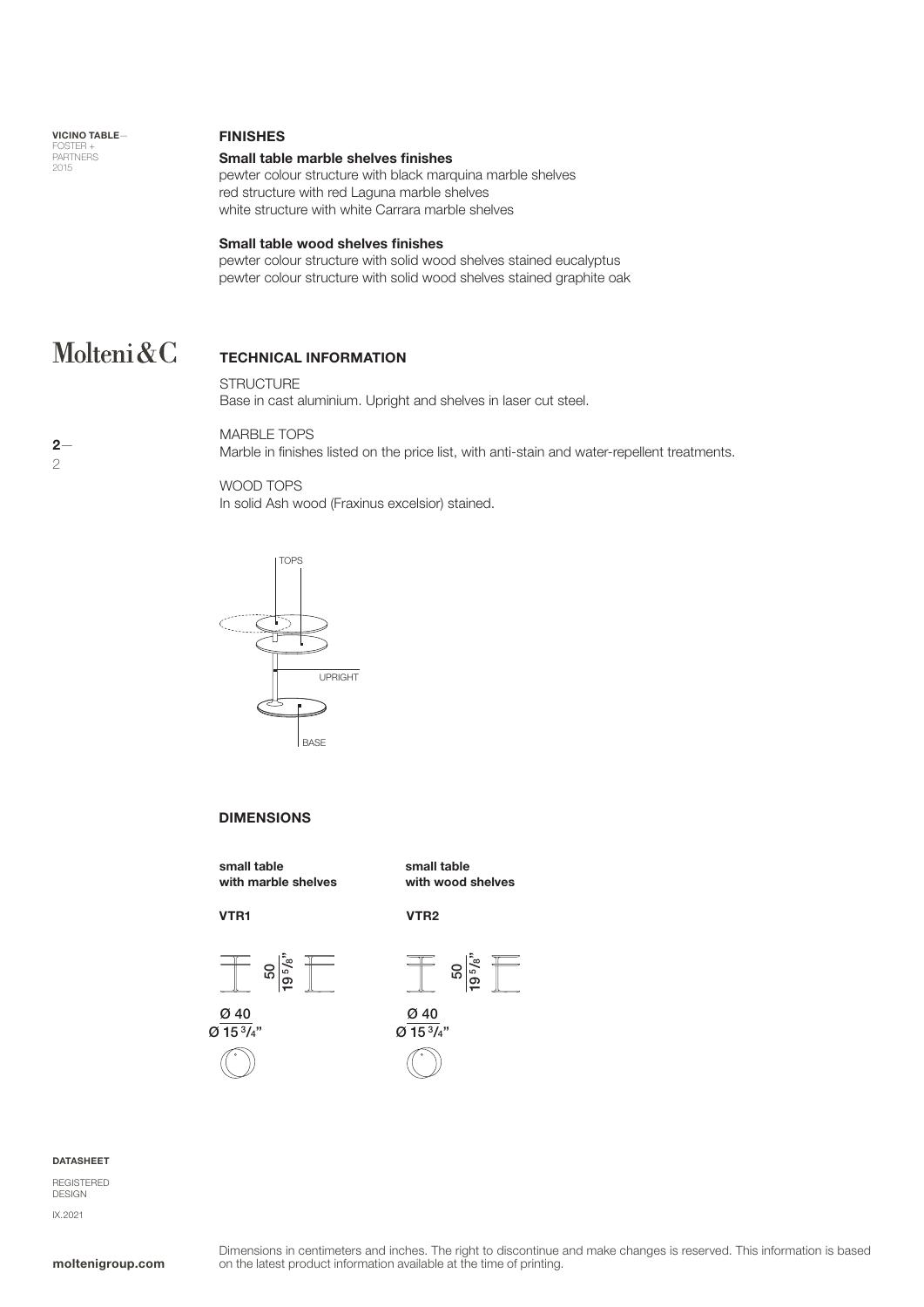## FINISHES

### Small table marble shelves finishes

pewter colour structure with black marquina marble shelves
red structure with red Laguna marble shelves
white structure with white Carrara marble shelves

### Small table wood shelves finishes

pewter colour structure with solid wood shelves stained eucalyptus
pewter colour structure with solid wood shelves stained graphite oak

## TECHNICAL INFORMATION

STRUCTURE
Base in cast aluminium. Upright and shelves in laser cut steel.

MARBLE TOPS
Marble in finishes listed on the price list, with anti-stain and water-repellent treatments.

WOOD TOPS
In solid Ash wood (Fraxinus excelsior) stained.

TOPS
UPRIGHT
BASE

## DIMENSIONS

**small table with marble shelves**

**VTR1**

50
19 5/8"

Ø 40
Ø 15 3/4"

**small table with wood shelves**

**VTR2**

50
19 5/8"

Ø 40
Ø 15 3/4"

**DATASHEET**

REGISTERED DESIGN

IX.2021

Dimensions in centimeters and inches. The right to discontinue and make changes is reserved. This information is based on the latest product information available at the time of printing.

**moltenigroup.com**